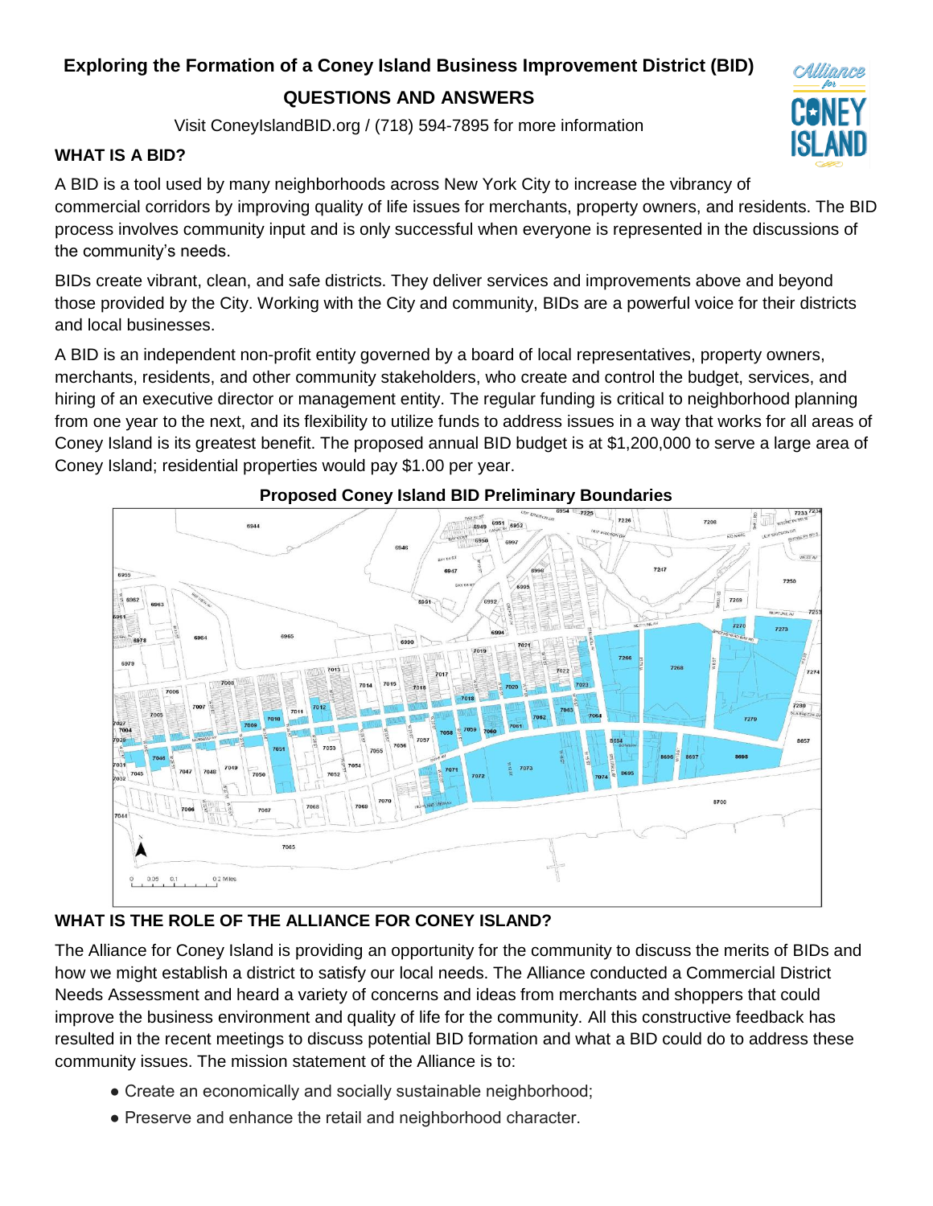# Exploring the Formation of a Coney Island Business Improvement District (BID)

## QUESTIONS AND ANSWERS

Visit ConeyIslandBID.org / (718) 594-7895 for more information

### WHAT IS A BID?

A BID is a tool used by many neighborhoods across New York City to increase the vibrancy of commercial corridors by improving quality of life issues for merchants, property owners, and residents. The BID process involves community input and is only successful when everyone is represented in the discussions of the community's needs.

BIDs create vibrant, clean, and safe districts. They deliver services and improvements above and beyond those provided by the City. Working with the City and community, BIDs are a powerful voice for their districts and local businesses.

A BID is an independent non-profit entity governed by a board of local representatives, property owners, merchants, residents, and other community stakeholders, who create and control the budget, services, and hiring of an executive director or management entity. The regular funding is critical to neighborhood planning from one year to the next, and its flexibility to utilize funds to address issues in a way that works for all areas of Coney Island is its greatest benefit. The proposed annual BID budget is at $1,200,000 to serve a large area of Coney Island; residential properties would pay $1.00 per year.

**Proposed Coney Island BID Preliminary Boundaries**

### WHAT IS THE ROLE OF THE ALLIANCE FOR CONEY ISLAND?

The Alliance for Coney Island is providing an opportunity for the community to discuss the merits of BIDs and how we might establish a district to satisfy our local needs. The Alliance conducted a Commercial District Needs Assessment and heard a variety of concerns and ideas from merchants and shoppers that could improve the business environment and quality of life for the community. All this constructive feedback has resulted in the recent meetings to discuss potential BID formation and what a BID could do to address these community issues. The mission statement of the Alliance is to:

- Create an economically and socially sustainable neighborhood;
- Preserve and enhance the retail and neighborhood character.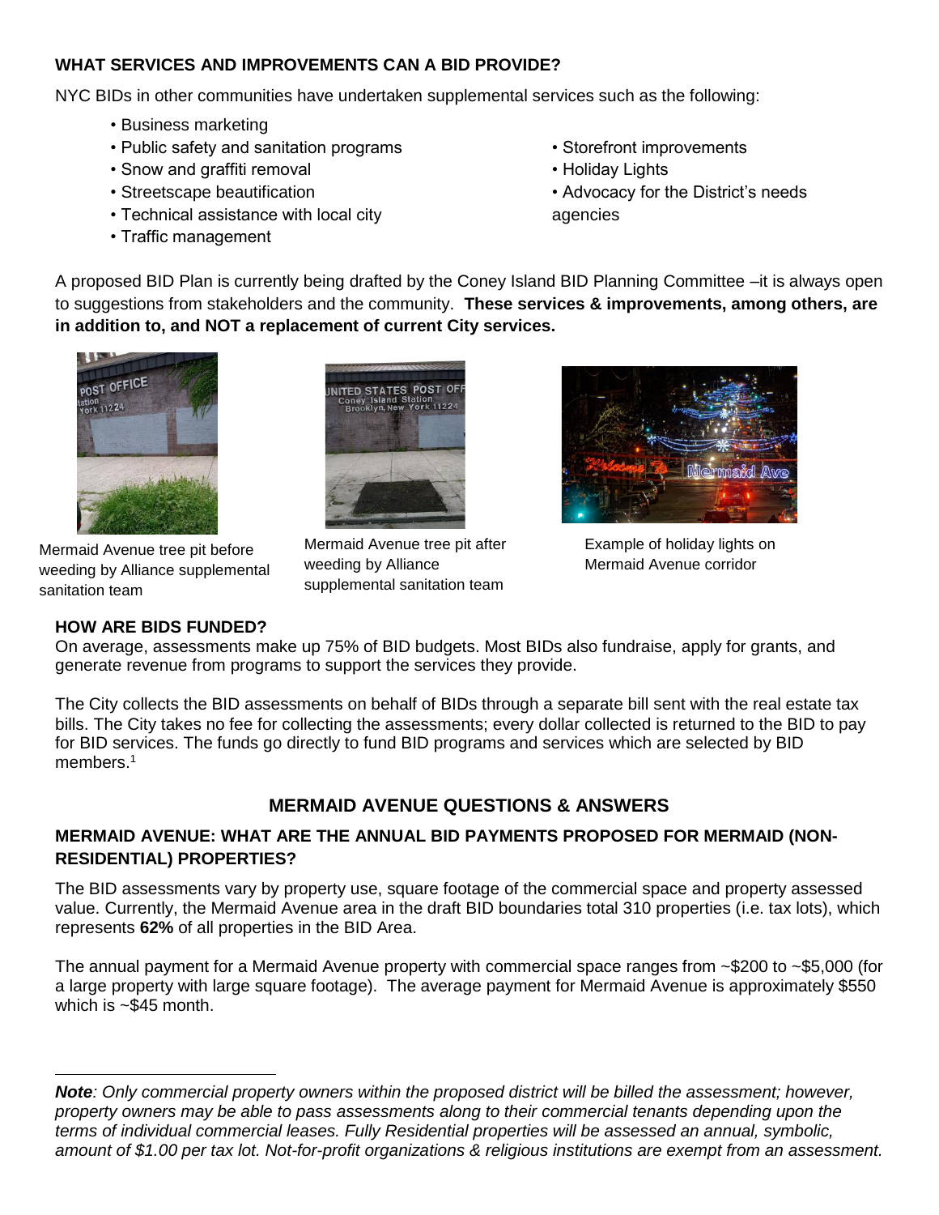**WHAT SERVICES AND IMPROVEMENTS CAN A BID PROVIDE?**

NYC BIDs in other communities have undertaken supplemental services such as the following:

- Business marketing
- Public safety and sanitation programs
- Snow and graffiti removal
- Streetscape beautification
- Technical assistance with local city agencies
- Traffic management
- Storefront improvements
- Holiday Lights
- Advocacy for the District's needs

A proposed BID Plan is currently being drafted by the Coney Island BID Planning Committee –it is always open to suggestions from stakeholders and the community. **These services & improvements, among others, are in addition to, and NOT a replacement of current City services.**

Mermaid Avenue tree pit before weeding by Alliance supplemental sanitation team

Mermaid Avenue tree pit after weeding by Alliance supplemental sanitation team

Example of holiday lights on Mermaid Avenue corridor

**HOW ARE BIDS FUNDED?**

On average, assessments make up 75% of BID budgets. Most BIDs also fundraise, apply for grants, and generate revenue from programs to support the services they provide.

The City collects the BID assessments on behalf of BIDs through a separate bill sent with the real estate tax bills. The City takes no fee for collecting the assessments; every dollar collected is returned to the BID to pay for BID services. The funds go directly to fund BID programs and services which are selected by BID members.[1]

## MERMAID AVENUE QUESTIONS & ANSWERS

**MERMAID AVENUE: WHAT ARE THE ANNUAL BID PAYMENTS PROPOSED FOR MERMAID (NON-RESIDENTIAL) PROPERTIES?**

The BID assessments vary by property use, square footage of the commercial space and property assessed value. Currently, the Mermaid Avenue area in the draft BID boundaries total 310 properties (i.e. tax lots), which represents **62%** of all properties in the BID Area.

The annual payment for a Mermaid Avenue property with commercial space ranges from ~$200 to ~$5,000 (for a large property with large square footage). The average payment for Mermaid Avenue is approximately $550 which is ~$45 month.

***Note****: Only commercial property owners within the proposed district will be billed the assessment; however, property owners may be able to pass assessments along to their commercial tenants depending upon the terms of individual commercial leases. Fully Residential properties will be assessed an annual, symbolic, amount of $1.00 per tax lot. Not-for-profit organizations & religious institutions are exempt from an assessment.*